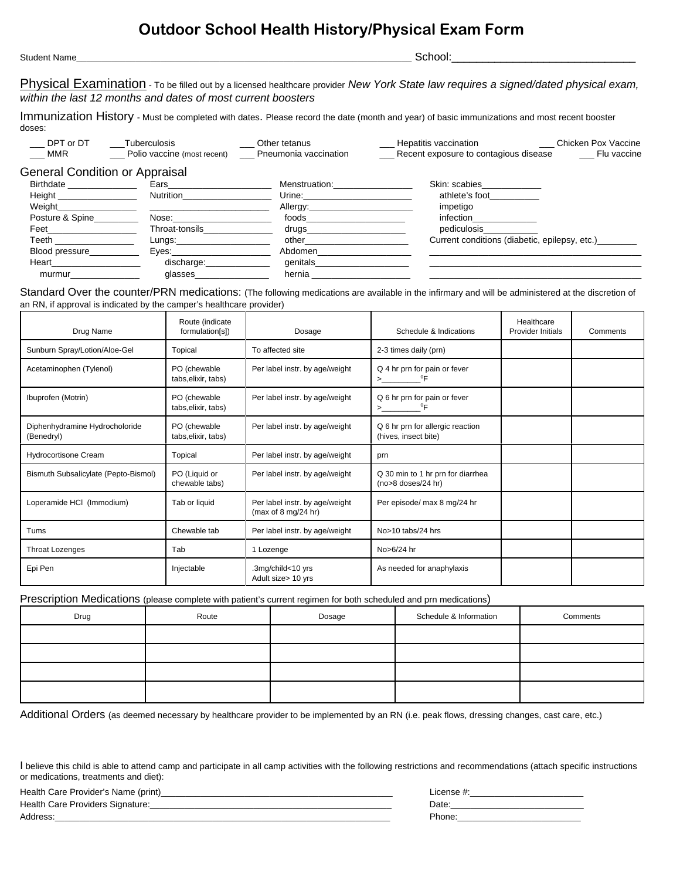#  Outdoor School Health History/Physical Exam Form

Student Name_________________________________________________________________ School:______________________________

Physical Examination - To be filled out by a licensed healthcare provider *New York State law requires a signed/dated physical exam, within the last 12 months and dates of most current boosters*

Immunization History - Must be completed with dates. Please record the date (month and year) of basic immunizations and most recent booster doses:

___ DPT or DT ___Tuberculosis ___ Other tetanus ___ Hepatitis vaccination ___ Chicken Pox Vaccine
___ MMR ___ Polio vaccine (most recent) ___ Pneumonia vaccination ___ Recent exposure to contagious disease ___ Flu vaccine

## General Condition or Appraisal

Birthdate ______________
Height ________________
Weight________________
Posture & Spine_________
Feet__________________
Teeth ________________
Blood pressure__________
Heart__________________
murmur______________

Ears_____________________
Nutrition__________________
________________________
Nose:____________________
Throat-tonsils______________
Lungs:___________________
Eyes:____________________
discharge:_____________
glasses_______________

Menstruation:________________
Urine:______________________
Allergy:_____________________
foods____________________
drugs____________________
other_____________________
Abdomen___________________
genitals___________________
hernia ____________________

Skin: scabies____________
athlete's foot__________
impetigo
infection_____________
pediculosis___________
Current conditions (diabetic, epilepsy, etc.)________
____________________________________________
____________________________________________
____________________________________________

Standard Over the counter/PRN medications: (The following medications are available in the infirmary and will be administered at the discretion of an RN, if approval is indicated by the camper's healthcare provider)

| Drug Name | Route (indicate formulation[s]) | Dosage | Schedule & Indications | Healthcare Provider Initials | Comments |
|---|---|---|---|---|---|
| Sunburn Spray/Lotion/Aloe-Gel | Topical | To affected site | 2-3 times daily (prn) | | |
| Acetaminophen (Tylenol) | PO (chewable tabs,elixir, tabs) | Per label instr. by age/weight | Q 4 hr prn for pain or fever >________°F | | |
| Ibuprofen (Motrin) | PO (chewable tabs,elixir, tabs) | Per label instr. by age/weight | Q 6 hr prn for pain or fever >________°F | | |
| Diphenhydramine Hydrocholoride (Benedryl) | PO (chewable tabs,elixir, tabs) | Per label instr. by age/weight | Q 6 hr prn for allergic reaction (hives, insect bite) | | |
| Hydrocortisone Cream | Topical | Per label instr. by age/weight | prn | | |
| Bismuth Subsalicylate (Pepto-Bismol) | PO (Liquid or chewable tabs) | Per label instr. by age/weight | Q 30 min to 1 hr prn for diarrhea (no>8 doses/24 hr) | | |
| Loperamide HCl (Immodium) | Tab or liquid | Per label instr. by age/weight (max of 8 mg/24 hr) | Per episode/ max 8 mg/24 hr | | |
| Tums | Chewable tab | Per label instr. by age/weight | No>10 tabs/24 hrs | | |
| Throat Lozenges | Tab | 1 Lozenge | No>6/24 hr | | |
| Epi Pen | Injectable | .3mg/child<10 yrs Adult size> 10 yrs | As needed for anaphylaxis | | |

Prescription Medications (please complete with patient's current regimen for both scheduled and prn medications)

| Drug | Route | Dosage | Schedule & Information | Comments |
|---|---|---|---|---|
| | | | | |
| | | | | |
| | | | | |
| | | | | |

Additional Orders (as deemed necessary by healthcare provider to be implemented by an RN (i.e. peak flows, dressing changes, cast care, etc.)

I believe this child is able to attend camp and participate in all camp activities with the following restrictions and recommendations (attach specific instructions or medications, treatments and diet):

Health Care Provider's Name (print)_____________________________________________ License #:_______________________
Health Care Providers Signature:_______________________________________________ Date:__________________________
Address:_______________________________________________________________ Phone:________________________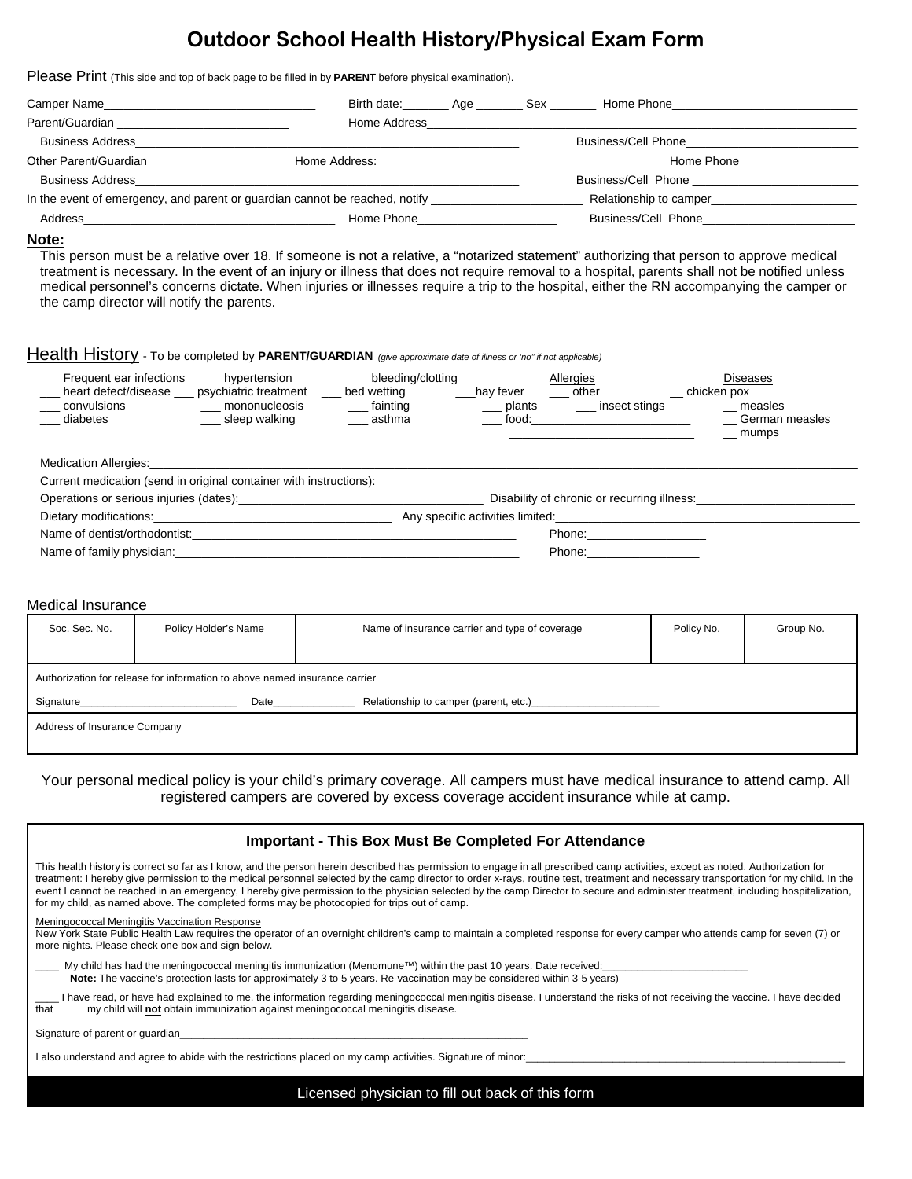# Outdoor School Health History/Physical Exam Form

Please Print (This side and top of back page to be filled in by **PARENT** before physical examination).

Camper Name_______________________________ Birth date:_______ Age _______ Sex _______ Home Phone___________________________

Parent/Guardian __________________________ Home Address_____________________________________________________________

Business Address_______________________________________________________ Business/Cell Phone_________________________

Other Parent/Guardian_____________________ Home Address:__________________________________________ Home Phone__________________

Business Address_______________________________________________________ Business/Cell Phone _________________________

In the event of emergency, and parent or guardian cannot be reached, notify ______________________ Relationship to camper_____________________

Address______________________________________ Home Phone_____________________ Business/Cell Phone_______________________

**Note:**

This person must be a relative over 18. If someone is not a relative, a "notarized statement" authorizing that person to approve medical treatment is necessary. In the event of an injury or illness that does not require removal to a hospital, parents shall not be notified unless medical personnel's concerns dictate. When injuries or illnesses require a trip to the hospital, either the RN accompanying the camper or the camp director will notify the parents.

## Health History - To be completed by **PARENT/GUARDIAN** *(give approximate date of illness or 'no" if not applicable)*

___ Frequent ear infections
___ heart defect/disease
___ convulsions
___ diabetes

___ hypertension
___ psychiatric treatment
___ mononucleosis
___ sleep walking

___ bleeding/clotting
___ bed wetting
___ fainting
___ asthma

Allergies
___hay fever
___ other
___ plants
___ insect stings
___ food:_________________________
_____________________________

Diseases
__ chicken pox
__ measles
__ German measles
__ mumps

Medication Allergies:_____________________________________________________________________________________________

Current medication (send in original container with instructions):______________________________________________________

Operations or serious injuries (dates):___________________________________ Disability of chronic or recurring illness:________________________

Dietary modifications:___________________________________ Any specific activities limited:_____________________________________________

Name of dentist/orthodontist:__________________________________________________ Phone:__________________

Name of family physician:_____________________________________________________ Phone:_________________

### Medical Insurance

| Soc. Sec. No. | Policy Holder's Name | Name of insurance carrier and type of coverage | Policy No. | Group No. |
|---|---|---|---|---|
| | | | | |

Authorization for release for information to above named insurance carrier

Signature__________________________ Date_____________ Relationship to camper (parent, etc.)______________________

Address of Insurance Company

Your personal medical policy is your child's primary coverage. All campers must have medical insurance to attend camp. All registered campers are covered by excess coverage accident insurance while at camp.

### Important - This Box Must Be Completed For Attendance

This health history is correct so far as I know, and the person herein described has permission to engage in all prescribed camp activities, except as noted. Authorization for treatment: I hereby give permission to the medical personnel selected by the camp director to order x-rays, routine test, treatment and necessary transportation for my child. In the event I cannot be reached in an emergency, I hereby give permission to the physician selected by the camp Director to secure and administer treatment, including hospitalization, for my child, as named above. The completed forms may be photocopied for trips out of camp.

Meningococcal Meningitis Vaccination Response

New York State Public Health Law requires the operator of an overnight children's camp to maintain a completed response for every camper who attends camp for seven (7) or more nights. Please check one box and sign below.

____ My child has had the meningococcal meningitis immunization (Menomune™) within the past 10 years. Date received:_________________________
**Note:** The vaccine's protection lasts for approximately 3 to 5 years. Re-vaccination may be considered within 3-5 years)

____ I have read, or have had explained to me, the information regarding meningococcal meningitis disease. I understand the risks of not receiving the vaccine. I have decided that my child will **not** obtain immunization against meningococcal meningitis disease.

Signature of parent or guardian____________________________________________________________

I also understand and agree to abide with the restrictions placed on my camp activities. Signature of minor:______________________________________________________

Licensed physician to fill out back of this form